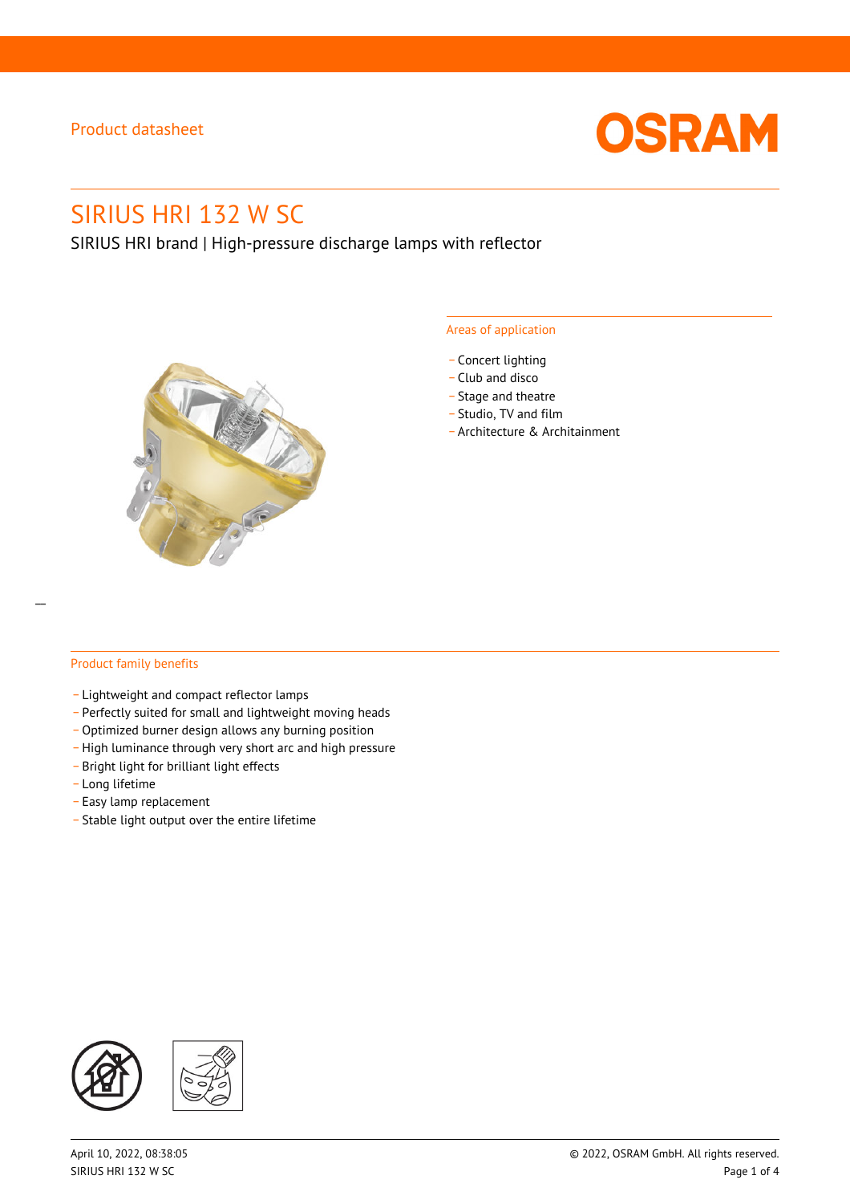Product datasheet

# SIRIUS HRI 132 W SC

SIRIUS HRI brand | High-pressure discharge lamps with reflector

## Areas of application

- Concert lighting
- Club and disco
- Stage and theatre
- Studio, TV and film
- Architecture & Architainment

## Product family benefits

- Lightweight and compact reflector lamps
- Perfectly suited for small and lightweight moving heads
- Optimized burner design allows any burning position
- High luminance through very short arc and high pressure
- Bright light for brilliant light effects
- Long lifetime
- Easy lamp replacement
- Stable light output over the entire lifetime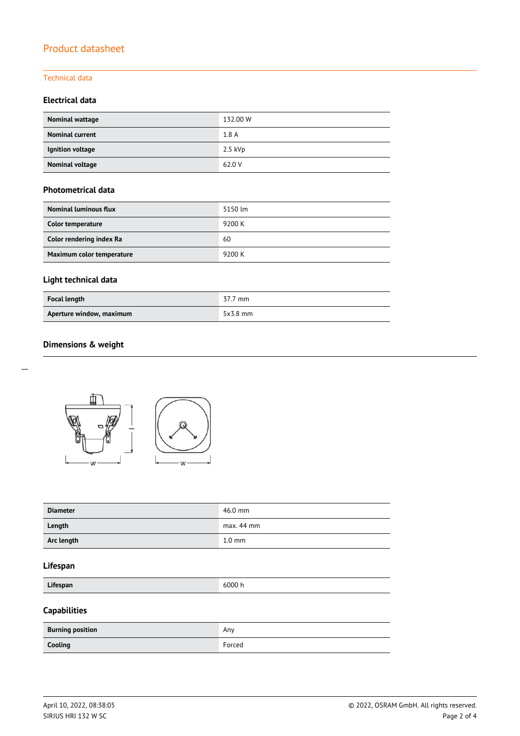Product datasheet

## Technical data

### Electrical data

| | |
|---|---|
| **Nominal wattage** | 132.00 W |
| **Nominal current** | 1.8 A |
| **Ignition voltage** | 2.5 kVp |
| **Nominal voltage** | 62.0 V |

### Photometrical data

| | |
|---|---|
| **Nominal luminous flux** | 5150 lm |
| **Color temperature** | 9200 K |
| **Color rendering index Ra** | 60 |
| **Maximum color temperature** | 9200 K |

### Light technical data

| | |
|---|---|
| **Focal length** | 37.7 mm |
| **Aperture window, maximum** | 5x3.8 mm |

### Dimensions & weight

| | |
|---|---|
| **Diameter** | 46.0 mm |
| **Length** | max. 44 mm |
| **Arc length** | 1.0 mm |

### Lifespan

| | |
|---|---|
| **Lifespan** | 6000 h |

### Capabilities

| | |
|---|---|
| **Burning position** | Any |
| **Cooling** | Forced |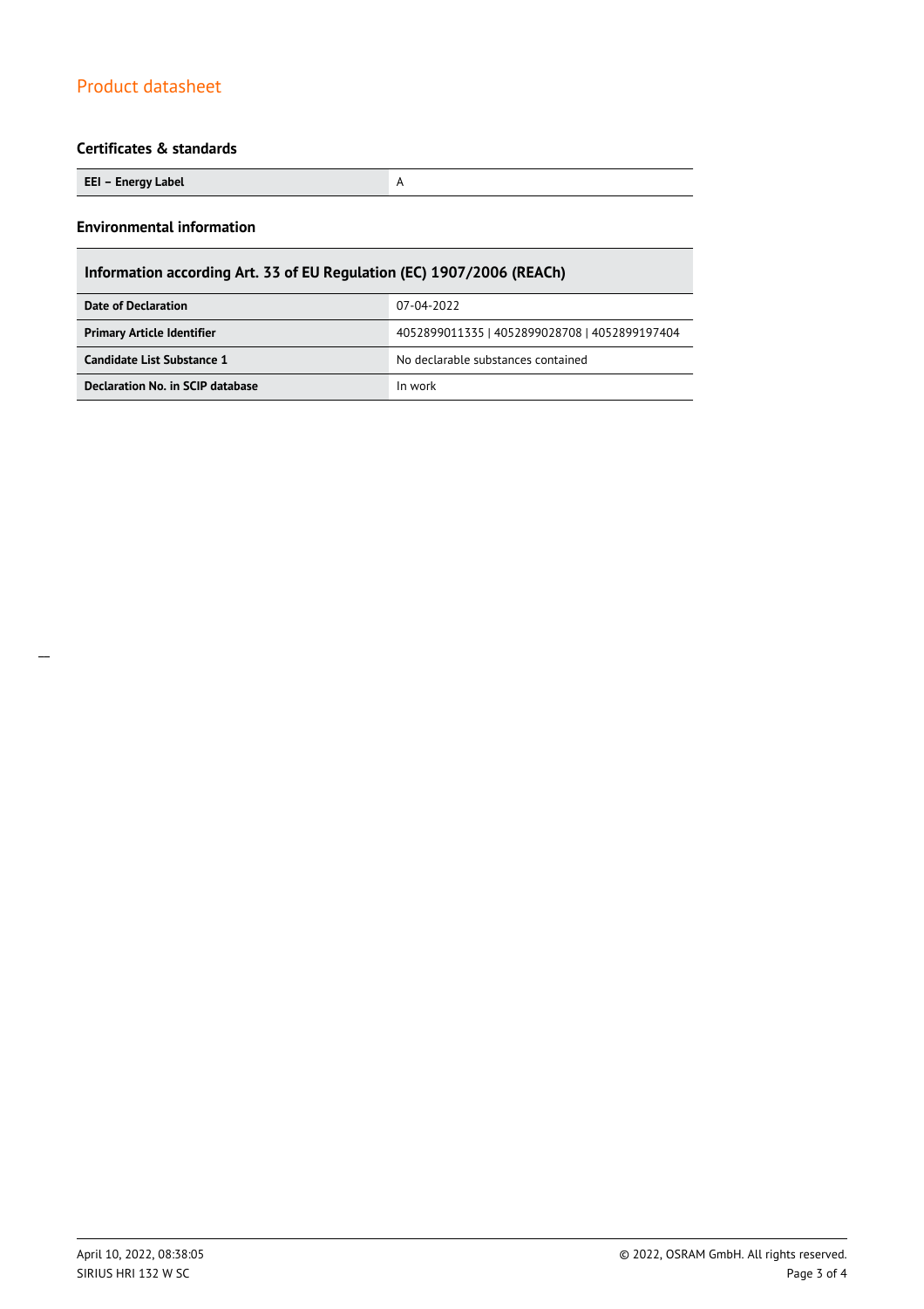## Certificates & standards

| EEI – Energy Label | A |
|---|---|

## Environmental information

| Information according Art. 33 of EU Regulation (EC) 1907/2006 (REACh) | |
|---|---|
| **Date of Declaration** | 07-04-2022 |
| **Primary Article Identifier** | 4052899011335 \| 4052899028708 \| 4052899197404 |
| **Candidate List Substance 1** | No declarable substances contained |
| **Declaration No. in SCIP database** | In work |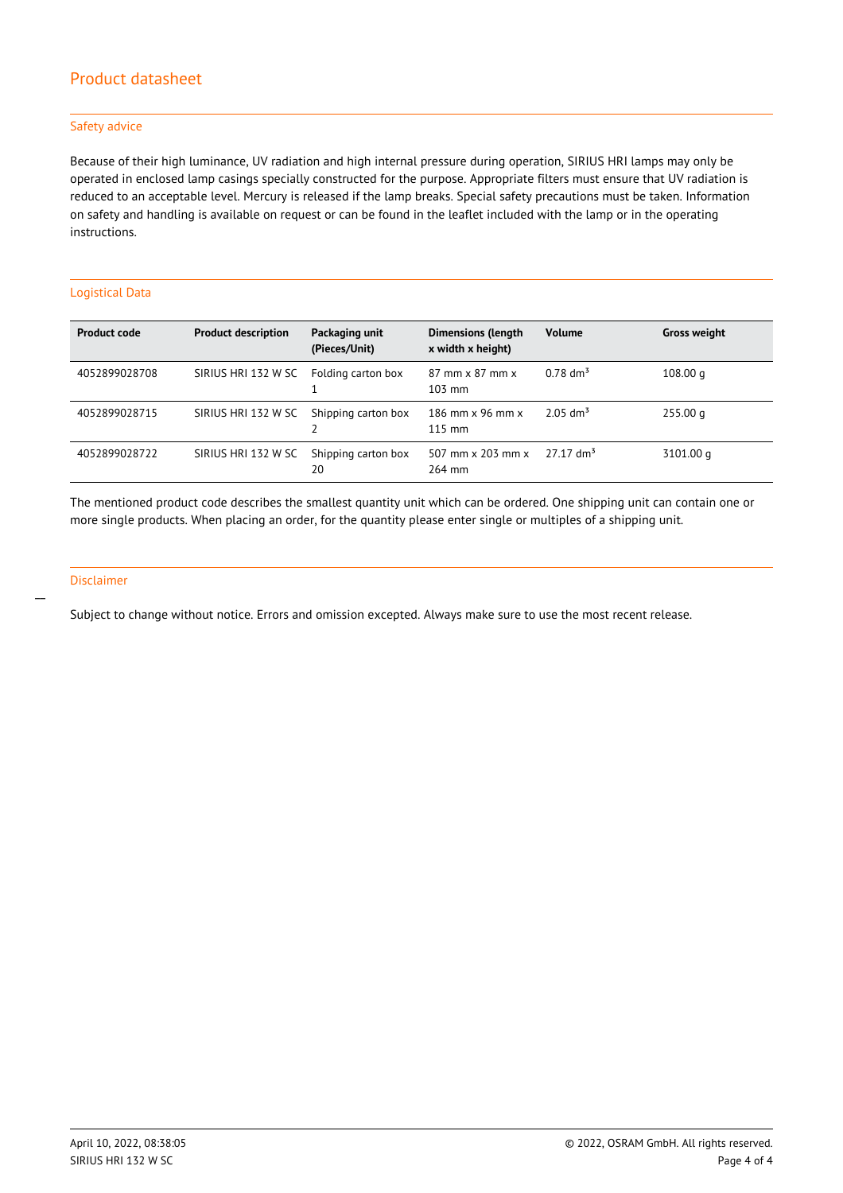# Product datasheet

## Safety advice

Because of their high luminance, UV radiation and high internal pressure during operation, SIRIUS HRI lamps may only be operated in enclosed lamp casings specially constructed for the purpose. Appropriate filters must ensure that UV radiation is reduced to an acceptable level. Mercury is released if the lamp breaks. Special safety precautions must be taken. Information on safety and handling is available on request or can be found in the leaflet included with the lamp or in the operating instructions.

## Logistical Data

| Product code | Product description | Packaging unit (Pieces/Unit) | Dimensions (length x width x height) | Volume | Gross weight |
|---|---|---|---|---|---|
| 4052899028708 | SIRIUS HRI 132 W SC | Folding carton box 1 | 87 mm x 87 mm x 103 mm | 0.78 $dm^3$ | 108.00 g |
| 4052899028715 | SIRIUS HRI 132 W SC | Shipping carton box 2 | 186 mm x 96 mm x 115 mm | 2.05 $dm^3$ | 255.00 g |
| 4052899028722 | SIRIUS HRI 132 W SC | Shipping carton box 20 | 507 mm x 203 mm x 264 mm | 27.17 $dm^3$ | 3101.00 g |

The mentioned product code describes the smallest quantity unit which can be ordered. One shipping unit can contain one or more single products. When placing an order, for the quantity please enter single or multiples of a shipping unit.

## Disclaimer

Subject to change without notice. Errors and omission excepted. Always make sure to use the most recent release.